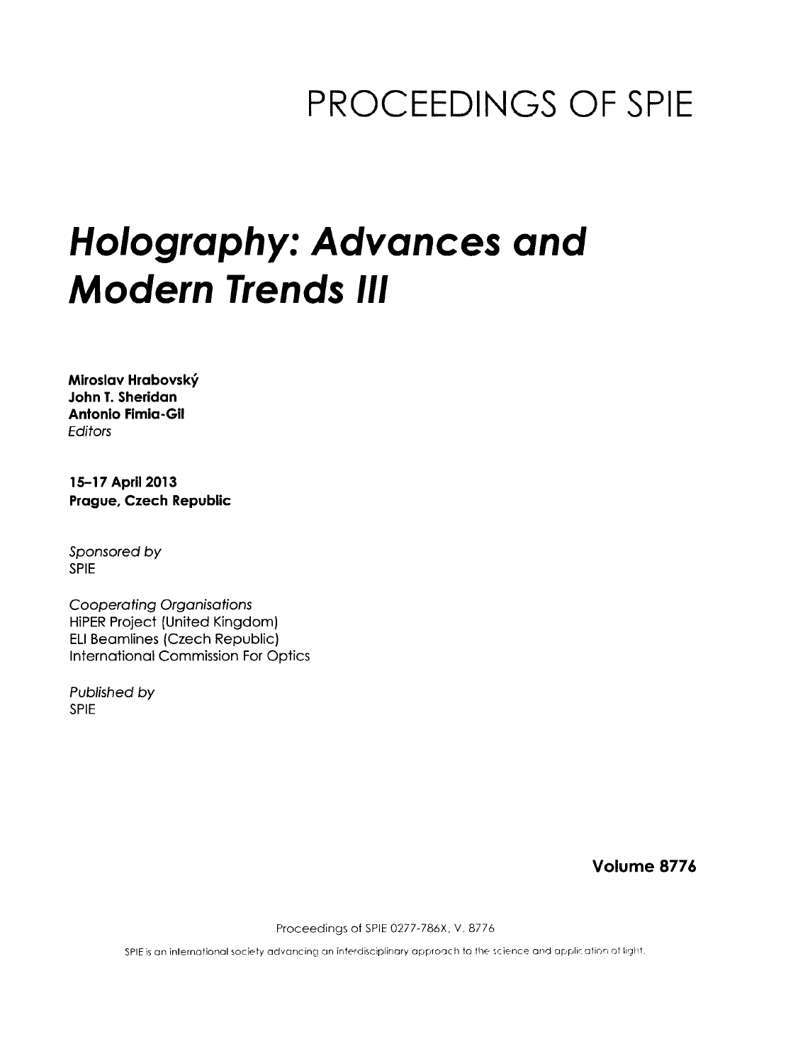# PROCEEDINGS OF SPIE

# *Holography: Advances and Modern Trends III*

**Miroslav Hrabovský**
**John T. Sheridan**
**Antonio Fimia-Gil**
*Editors*

**15–17 April 2013**
**Prague, Czech Republic**

*Sponsored by*
SPIE

*Cooperating Organisations*
HiPER Project (United Kingdom)
ELI Beamlines (Czech Republic)
International Commission For Optics

*Published by*
SPIE

**Volume 8776**

Proceedings of SPIE 0277-786X, V. 8776

SPIE is an international society advancing an interdisciplinary approach to the science and application of light.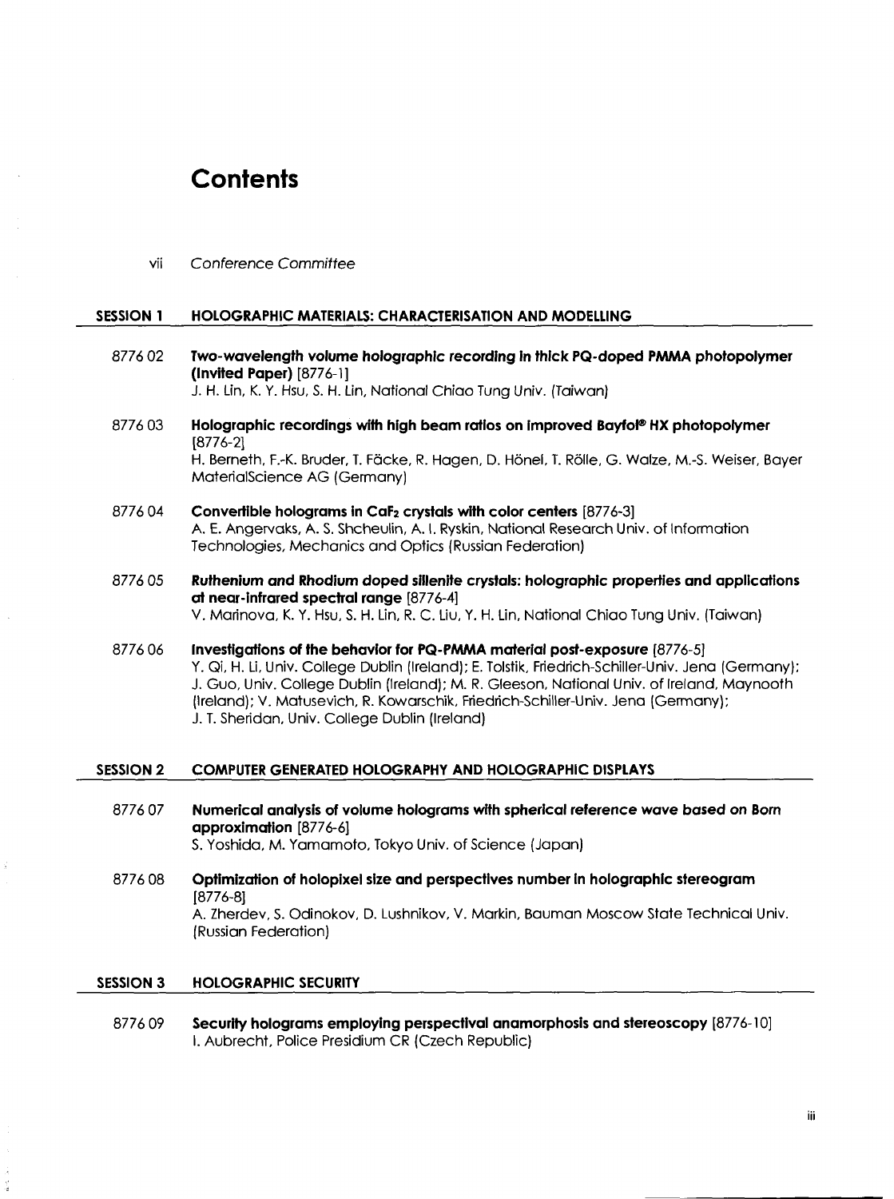# Contents

vii *Conference Committee*

## SESSION 1 HOLOGRAPHIC MATERIALS: CHARACTERISATION AND MODELLING

8776 02 **Two-wavelength volume holographic recording in thick PQ-doped PMMA photopolymer (Invited Paper)** [8776-1]
J. H. Lin, K. Y. Hsu, S. H. Lin, National Chiao Tung Univ. (Taiwan)

8776 03 **Holographic recordings with high beam ratios on improved Bayfol® HX photopolymer** [8776-2]
H. Berneth, F.-K. Bruder, T. Fäcke, R. Hagen, D. Hönel, T. Rölle, G. Walze, M.-S. Weiser, Bayer MaterialScience AG (Germany)

8776 04 **Convertible holograms in $CaF_2$ crystals with color centers** [8776-3]
A. E. Angervaks, A. S. Shcheulin, A. I. Ryskin, National Research Univ. of Information Technologies, Mechanics and Optics (Russian Federation)

8776 05 **Ruthenium and Rhodium doped sillenite crystals: holographic properties and applications at near-infrared spectral range** [8776-4]
V. Marinova, K. Y. Hsu, S. H. Lin, R. C. Liu, Y. H. Lin, National Chiao Tung Univ. (Taiwan)

8776 06 **Investigations of the behavior for PQ-PMMA material post-exposure** [8776-5]
Y. Qi, H. Li, Univ. College Dublin (Ireland); E. Tolstik, Friedrich-Schiller-Univ. Jena (Germany); J. Guo, Univ. College Dublin (Ireland); M. R. Gleeson, National Univ. of Ireland, Maynooth (Ireland); V. Matusevich, R. Kowarschik, Friedrich-Schiller-Univ. Jena (Germany); J. T. Sheridan, Univ. College Dublin (Ireland)

## SESSION 2 COMPUTER GENERATED HOLOGRAPHY AND HOLOGRAPHIC DISPLAYS

8776 07 **Numerical analysis of volume holograms with spherical reference wave based on Born approximation** [8776-6]
S. Yoshida, M. Yamamoto, Tokyo Univ. of Science (Japan)

8776 08 **Optimization of holopixel size and perspectives number in holographic stereogram** [8776-8]
A. Zherdev, S. Odinokov, D. Lushnikov, V. Markin, Bauman Moscow State Technical Univ. (Russian Federation)

## SESSION 3 HOLOGRAPHIC SECURITY

8776 09 **Security holograms employing perspectival anamorphosis and stereoscopy** [8776-10]
I. Aubrecht, Police Presidium CR (Czech Republic)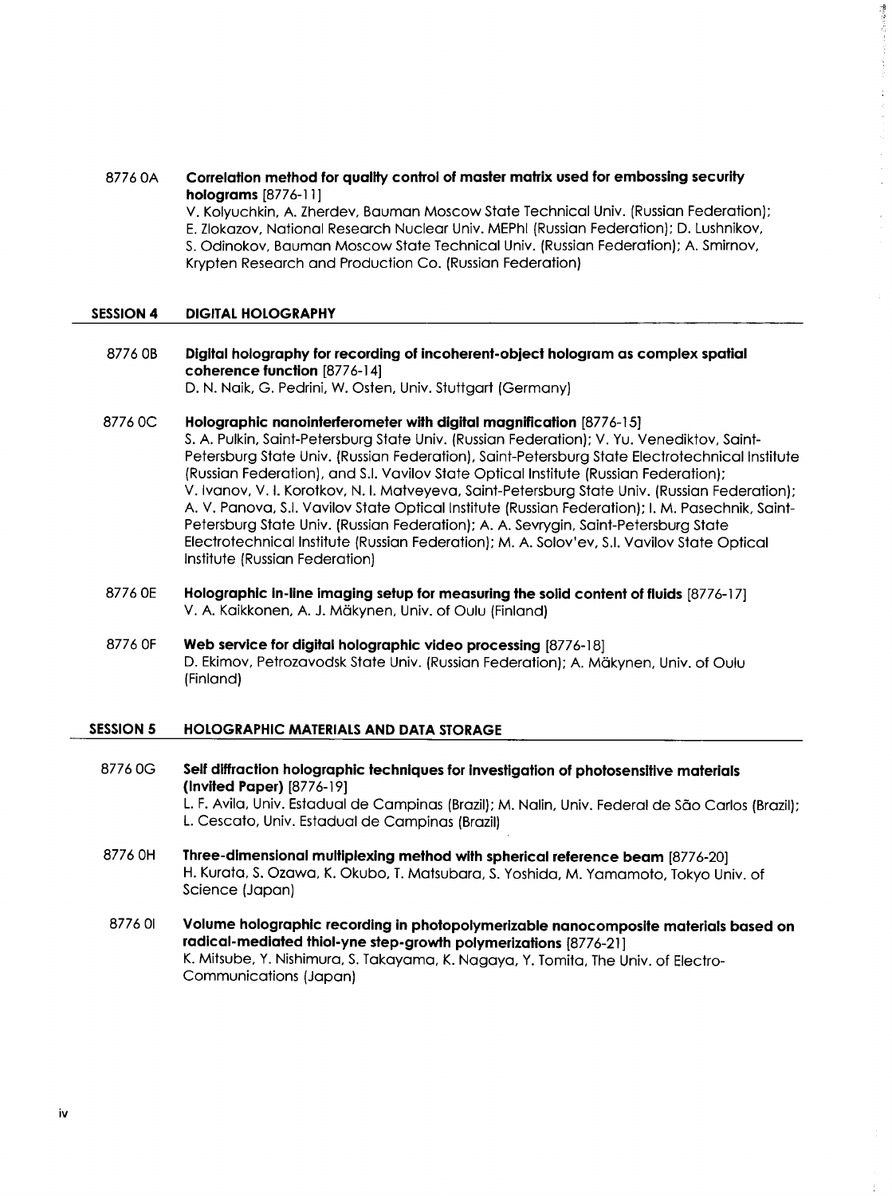8776 0A **Correlation method for quality control of master matrix used for embossing security holograms** [8776-11]
V. Kolyuchkin, A. Zherdev, Bauman Moscow State Technical Univ. (Russian Federation); E. Zlokazov, National Research Nuclear Univ. MEPhI (Russian Federation); D. Lushnikov, S. Odinokov, Bauman Moscow State Technical Univ. (Russian Federation); A. Smirnov, Krypten Research and Production Co. (Russian Federation)

## SESSION 4 DIGITAL HOLOGRAPHY

8776 0B **Digital holography for recording of incoherent-object hologram as complex spatial coherence function** [8776-14]
D. N. Naik, G. Pedrini, W. Osten, Univ. Stuttgart (Germany)

8776 0C **Holographic nanointerferometer with digital magnification** [8776-15]
S. A. Pulkin, Saint-Petersburg State Univ. (Russian Federation); V. Yu. Venediktov, Saint-Petersburg State Univ. (Russian Federation), Saint-Petersburg State Electrotechnical Institute (Russian Federation), and S.I. Vavilov State Optical Institute (Russian Federation); V. Ivanov, V. I. Korotkov, N. I. Matveyeva, Saint-Petersburg State Univ. (Russian Federation); A. V. Panova, S.I. Vavilov State Optical Institute (Russian Federation); I. M. Pasechnik, Saint-Petersburg State Univ. (Russian Federation); A. A. Sevrygin, Saint-Petersburg State Electrotechnical Institute (Russian Federation); M. A. Solov'ev, S.I. Vavilov State Optical Institute (Russian Federation)

8776 0E **Holographic in-line imaging setup for measuring the solid content of fluids** [8776-17]
V. A. Kaikkonen, A. J. Mäkynen, Univ. of Oulu (Finland)

8776 0F **Web service for digital holographic video processing** [8776-18]
D. Ekimov, Petrozavodsk State Univ. (Russian Federation); A. Mäkynen, Univ. of Oulu (Finland)

## SESSION 5 HOLOGRAPHIC MATERIALS AND DATA STORAGE

8776 0G **Self diffraction holographic techniques for investigation of photosensitive materials (Invited Paper)** [8776-19]
L. F. Avila, Univ. Estadual de Campinas (Brazil); M. Nalin, Univ. Federal de São Carlos (Brazil); L. Cescato, Univ. Estadual de Campinas (Brazil)

8776 0H **Three-dimensional multiplexing method with spherical reference beam** [8776-20]
H. Kurata, S. Ozawa, K. Okubo, T. Matsubara, S. Yoshida, M. Yamamoto, Tokyo Univ. of Science (Japan)

8776 0I **Volume holographic recording in photopolymerizable nanocomposite materials based on radical-mediated thiol-yne step-growth polymerizations** [8776-21]
K. Mitsube, Y. Nishimura, S. Takayama, K. Nagaya, Y. Tomita, The Univ. of Electro-Communications (Japan)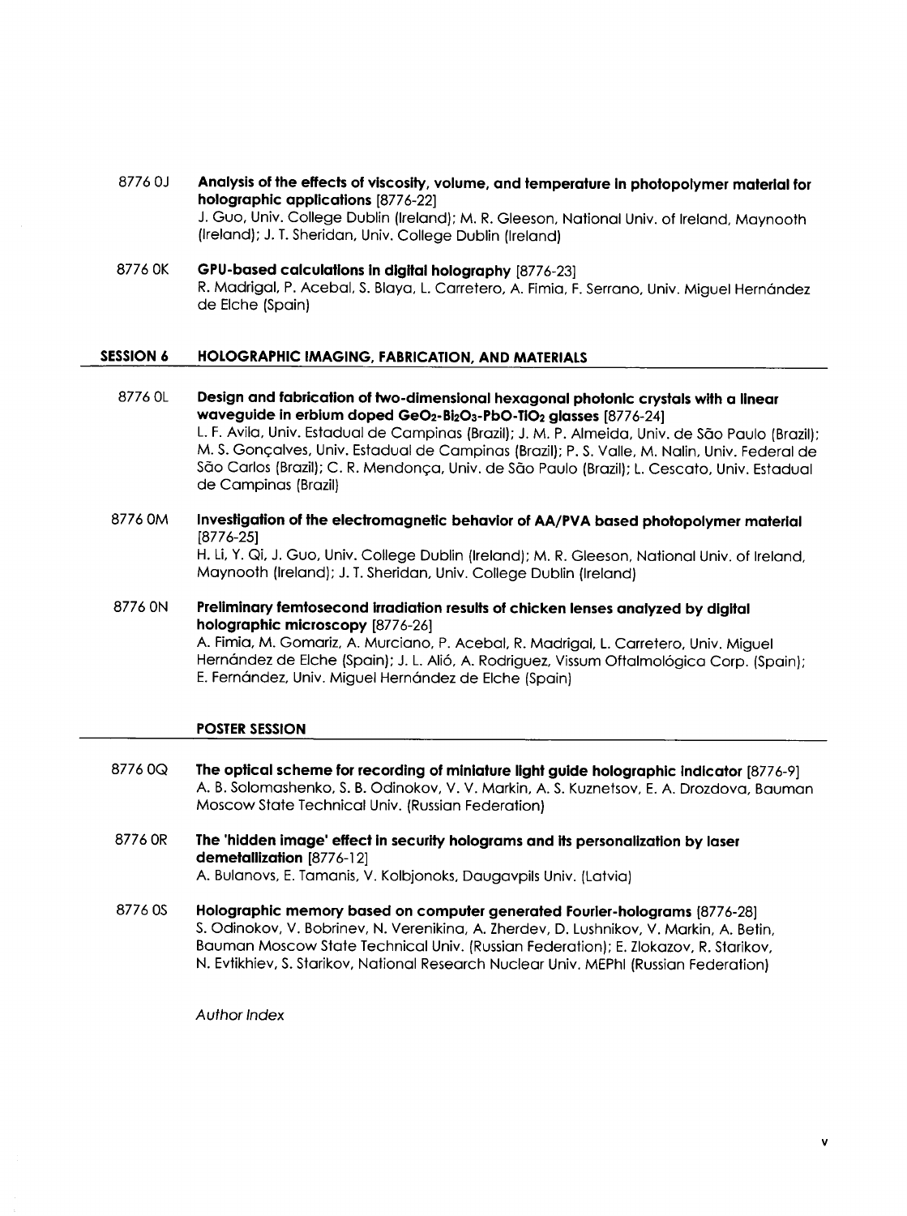8776 0J **Analysis of the effects of viscosity, volume, and temperature in photopolymer material for holographic applications** [8776-22]
J. Guo, Univ. College Dublin (Ireland); M. R. Gleeson, National Univ. of Ireland, Maynooth (Ireland); J. T. Sheridan, Univ. College Dublin (Ireland)

8776 0K **GPU-based calculations in digital holography** [8776-23]
R. Madrigal, P. Acebal, S. Blaya, L. Carretero, A. Fimia, F. Serrano, Univ. Miguel Hernández de Elche (Spain)

## SESSION 6 HOLOGRAPHIC IMAGING, FABRICATION, AND MATERIALS

8776 0L **Design and fabrication of two-dimensional hexagonal photonic crystals with a linear waveguide in erbium doped $GeO_2$-$Bi_2O_3$-PbO-$TiO_2$ glasses** [8776-24]
L. F. Avila, Univ. Estadual de Campinas (Brazil); J. M. P. Almeida, Univ. de São Paulo (Brazil); M. S. Gonçalves, Univ. Estadual de Campinas (Brazil); P. S. Valle, M. Nalin, Univ. Federal de São Carlos (Brazil); C. R. Mendonça, Univ. de São Paulo (Brazil); L. Cescato, Univ. Estadual de Campinas (Brazil)

8776 0M **Investigation of the electromagnetic behavior of AA/PVA based photopolymer material** [8776-25]
H. Li, Y. Qi, J. Guo, Univ. College Dublin (Ireland); M. R. Gleeson, National Univ. of Ireland, Maynooth (Ireland); J. T. Sheridan, Univ. College Dublin (Ireland)

8776 0N **Preliminary femtosecond irradiation results of chicken lenses analyzed by digital holographic microscopy** [8776-26]
A. Fimia, M. Gomariz, A. Murciano, P. Acebal, R. Madrigal, L. Carretero, Univ. Miguel Hernández de Elche (Spain); J. L. Alió, A. Rodriguez, Vissum Oftalmológica Corp. (Spain); E. Fernández, Univ. Miguel Hernández de Elche (Spain)

## POSTER SESSION

8776 0Q **The optical scheme for recording of miniature light guide holographic indicator** [8776-9]
A. B. Solomashenko, S. B. Odinokov, V. V. Markin, A. S. Kuznetsov, E. A. Drozdova, Bauman Moscow State Technical Univ. (Russian Federation)

8776 0R **The 'hidden image' effect in security holograms and its personalization by laser demetallization** [8776-12]
A. Bulanovs, E. Tamanis, V. Kolbjonoks, Daugavpils Univ. (Latvia)

8776 0S **Holographic memory based on computer generated Fourier-holograms** [8776-28]
S. Odinokov, V. Bobrinev, N. Verenikina, A. Zherdev, D. Lushnikov, V. Markin, A. Betin, Bauman Moscow State Technical Univ. (Russian Federation); E. Zlokazov, R. Starikov, N. Evtikhiev, S. Starikov, National Research Nuclear Univ. MEPhI (Russian Federation)

*Author Index*